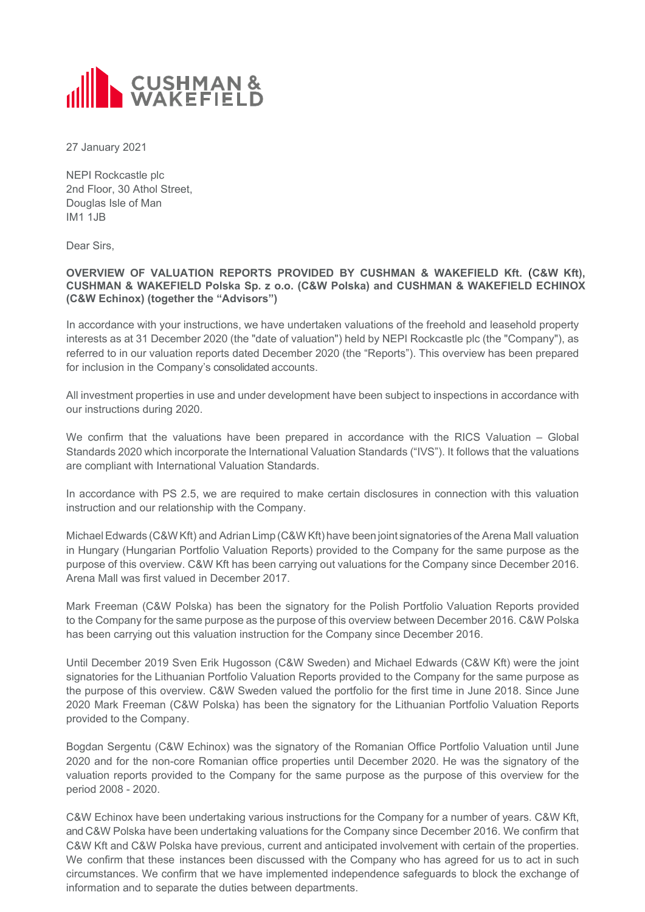27 January 2021

NEPI Rockcastle plc
2nd Floor, 30 Athol Street,
Douglas Isle of Man
IM1 1JB

Dear Sirs,

**OVERVIEW OF VALUATION REPORTS PROVIDED BY CUSHMAN & WAKEFIELD Kft. (C&W Kft), CUSHMAN & WAKEFIELD Polska Sp. z o.o. (C&W Polska) and CUSHMAN & WAKEFIELD ECHINOX (C&W Echinox) (together the "Advisors")**

In accordance with your instructions, we have undertaken valuations of the freehold and leasehold property interests as at 31 December 2020 (the "date of valuation") held by NEPI Rockcastle plc (the "Company"), as referred to in our valuation reports dated December 2020 (the "Reports"). This overview has been prepared for inclusion in the Company's consolidated accounts.

All investment properties in use and under development have been subject to inspections in accordance with our instructions during 2020.

We confirm that the valuations have been prepared in accordance with the RICS Valuation – Global Standards 2020 which incorporate the International Valuation Standards ("IVS"). It follows that the valuations are compliant with International Valuation Standards.

In accordance with PS 2.5, we are required to make certain disclosures in connection with this valuation instruction and our relationship with the Company.

Michael Edwards (C&W Kft) and Adrian Limp (C&W Kft) have been joint signatories of the Arena Mall valuation in Hungary (Hungarian Portfolio Valuation Reports) provided to the Company for the same purpose as the purpose of this overview. C&W Kft has been carrying out valuations for the Company since December 2016. Arena Mall was first valued in December 2017.

Mark Freeman (C&W Polska) has been the signatory for the Polish Portfolio Valuation Reports provided to the Company for the same purpose as the purpose of this overview between December 2016. C&W Polska has been carrying out this valuation instruction for the Company since December 2016.

Until December 2019 Sven Erik Hugosson (C&W Sweden) and Michael Edwards (C&W Kft) were the joint signatories for the Lithuanian Portfolio Valuation Reports provided to the Company for the same purpose as the purpose of this overview. C&W Sweden valued the portfolio for the first time in June 2018. Since June 2020 Mark Freeman (C&W Polska) has been the signatory for the Lithuanian Portfolio Valuation Reports provided to the Company.

Bogdan Sergentu (C&W Echinox) was the signatory of the Romanian Office Portfolio Valuation until June 2020 and for the non-core Romanian office properties until December 2020. He was the signatory of the valuation reports provided to the Company for the same purpose as the purpose of this overview for the period 2008 - 2020.

C&W Echinox have been undertaking various instructions for the Company for a number of years. C&W Kft, and C&W Polska have been undertaking valuations for the Company since December 2016. We confirm that C&W Kft and C&W Polska have previous, current and anticipated involvement with certain of the properties. We confirm that these instances been discussed with the Company who has agreed for us to act in such circumstances. We confirm that we have implemented independence safeguards to block the exchange of information and to separate the duties between departments.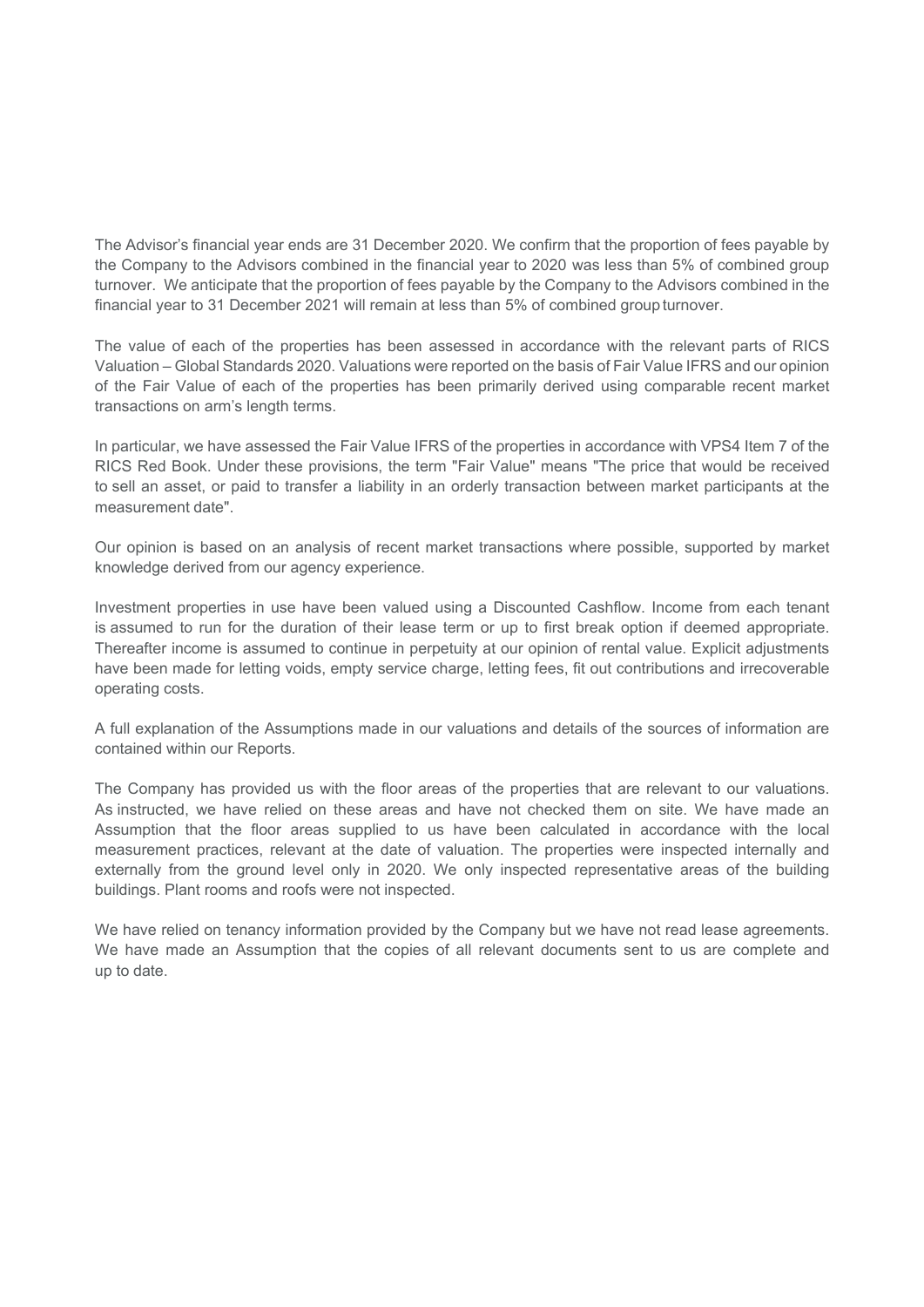The Advisor's financial year ends are 31 December 2020. We confirm that the proportion of fees payable by the Company to the Advisors combined in the financial year to 2020 was less than 5% of combined group turnover. We anticipate that the proportion of fees payable by the Company to the Advisors combined in the financial year to 31 December 2021 will remain at less than 5% of combined group turnover.

The value of each of the properties has been assessed in accordance with the relevant parts of RICS Valuation – Global Standards 2020. Valuations were reported on the basis of Fair Value IFRS and our opinion of the Fair Value of each of the properties has been primarily derived using comparable recent market transactions on arm's length terms.

In particular, we have assessed the Fair Value IFRS of the properties in accordance with VPS4 Item 7 of the RICS Red Book. Under these provisions, the term "Fair Value" means "The price that would be received to sell an asset, or paid to transfer a liability in an orderly transaction between market participants at the measurement date".

Our opinion is based on an analysis of recent market transactions where possible, supported by market knowledge derived from our agency experience.

Investment properties in use have been valued using a Discounted Cashflow. Income from each tenant is assumed to run for the duration of their lease term or up to first break option if deemed appropriate. Thereafter income is assumed to continue in perpetuity at our opinion of rental value. Explicit adjustments have been made for letting voids, empty service charge, letting fees, fit out contributions and irrecoverable operating costs.

A full explanation of the Assumptions made in our valuations and details of the sources of information are contained within our Reports.

The Company has provided us with the floor areas of the properties that are relevant to our valuations. As instructed, we have relied on these areas and have not checked them on site. We have made an Assumption that the floor areas supplied to us have been calculated in accordance with the local measurement practices, relevant at the date of valuation. The properties were inspected internally and externally from the ground level only in 2020. We only inspected representative areas of the building buildings. Plant rooms and roofs were not inspected.

We have relied on tenancy information provided by the Company but we have not read lease agreements. We have made an Assumption that the copies of all relevant documents sent to us are complete and up to date.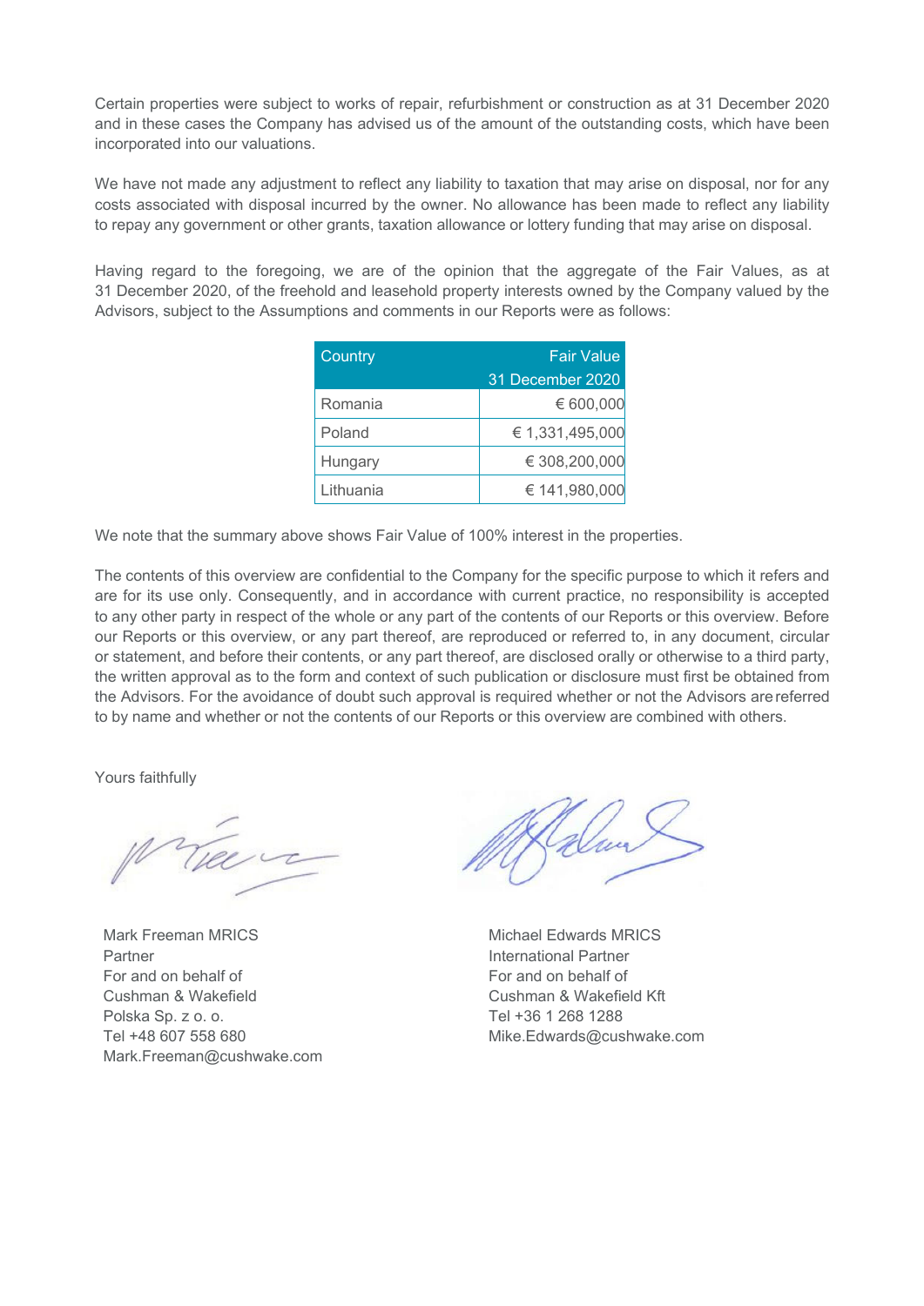Certain properties were subject to works of repair, refurbishment or construction as at 31 December 2020 and in these cases the Company has advised us of the amount of the outstanding costs, which have been incorporated into our valuations.

We have not made any adjustment to reflect any liability to taxation that may arise on disposal, nor for any costs associated with disposal incurred by the owner. No allowance has been made to reflect any liability to repay any government or other grants, taxation allowance or lottery funding that may arise on disposal.

Having regard to the foregoing, we are of the opinion that the aggregate of the Fair Values, as at 31 December 2020, of the freehold and leasehold property interests owned by the Company valued by the Advisors, subject to the Assumptions and comments in our Reports were as follows:

| Country | Fair Value 31 December 2020 |
|---|---|
| Romania | € 600,000 |
| Poland | € 1,331,495,000 |
| Hungary | € 308,200,000 |
| Lithuania | € 141,980,000 |

We note that the summary above shows Fair Value of 100% interest in the properties.

The contents of this overview are confidential to the Company for the specific purpose to which it refers and are for its use only. Consequently, and in accordance with current practice, no responsibility is accepted to any other party in respect of the whole or any part of the contents of our Reports or this overview. Before our Reports or this overview, or any part thereof, are reproduced or referred to, in any document, circular or statement, and before their contents, or any part thereof, are disclosed orally or otherwise to a third party, the written approval as to the form and context of such publication or disclosure must first be obtained from the Advisors. For the avoidance of doubt such approval is required whether or not the Advisors are referred to by name and whether or not the contents of our Reports or this overview are combined with others.

Yours faithfully

Mark Freeman MRICS
Partner
For and on behalf of
Cushman & Wakefield
Polska Sp. z o. o.
Tel +48 607 558 680
Mark.Freeman@cushwake.com

Michael Edwards MRICS
International Partner
For and on behalf of
Cushman & Wakefield Kft
Tel +36 1 268 1288
Mike.Edwards@cushwake.com